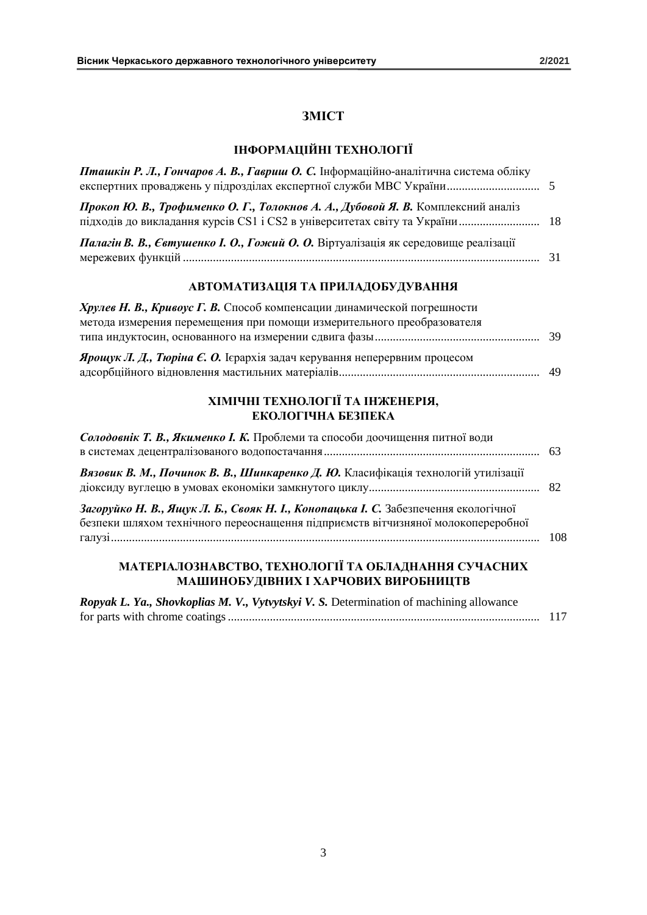# ЗМІСТ

## ІНФОРМАЦІЙНІ ТЕХНОЛОГІЇ

***Пташкін Р. Л., Гончаров А. В., Гавриш О. С.*** Інформаційно-аналітична система обліку експертних проваджень у підрозділах експертної служби МВС України ............................... 5

***Прокоп Ю. В., Трофименко О. Г., Толокнов А. А., Дубовой Я. В.*** Комплексний аналіз підходів до викладання курсів CS1 і CS2 в університетах світу та України ........................... 18

***Палагін В. В., Євтушенко І. О., Гожий О. О.*** Віртуалізація як середовище реалізації мережевих функцій ........................................................................................................................ 31

## АВТОМАТИЗАЦІЯ ТА ПРИЛАДОБУДУВАННЯ

***Хрулев Н. В., Кривоус Г. В.*** Способ компенсации динамической погрешности метода измерения перемещения при помощи измерительного преобразователя типа индуктосин, основанного на измерении сдвига фазы ....................................................... 39

***Ярощук Л. Д., Тюріна Є. О.*** Ієрархія задач керування неперервним процесом адсорбційного відновлення мастильних матеріалів ................................................................... 49

## ХІМІЧНІ ТЕХНОЛОГІЇ ТА ІНЖЕНЕРІЯ, ЕКОЛОГІЧНА БЕЗПЕКА

***Солодовнік Т. В., Якименко І. К.*** Проблеми та способи доочищення питної води в системах децентралізованого водопостачання ........................................................................ 63

***Вязовик В. М., Починок В. В., Шинкаренко Д. Ю.*** Класифікація технологій утилізації діоксиду вуглецю в умовах економіки замкнутого циклу ......................................................... 82

***Загоруйко Н. В., Ящук Л. Б., Свояк Н. І., Конопацька І. С.*** Забезпечення екологічної безпеки шляхом технічного переоснащення підприємств вітчизняної молокопереробної галузі ............................................................................................................................................. 108

## МАТЕРІАЛОЗНАВСТВО, ТЕХНОЛОГІЇ ТА ОБЛАДНАННЯ СУЧАСНИХ МАШИНОБУДІВНИХ І ХАРЧОВИХ ВИРОБНИЦТВ

***Ropyak L. Ya., Shovkoplias M. V., Vytvytskyi V. S.*** Determination of machining allowance for parts with chrome coatings ....................................................................................................... 117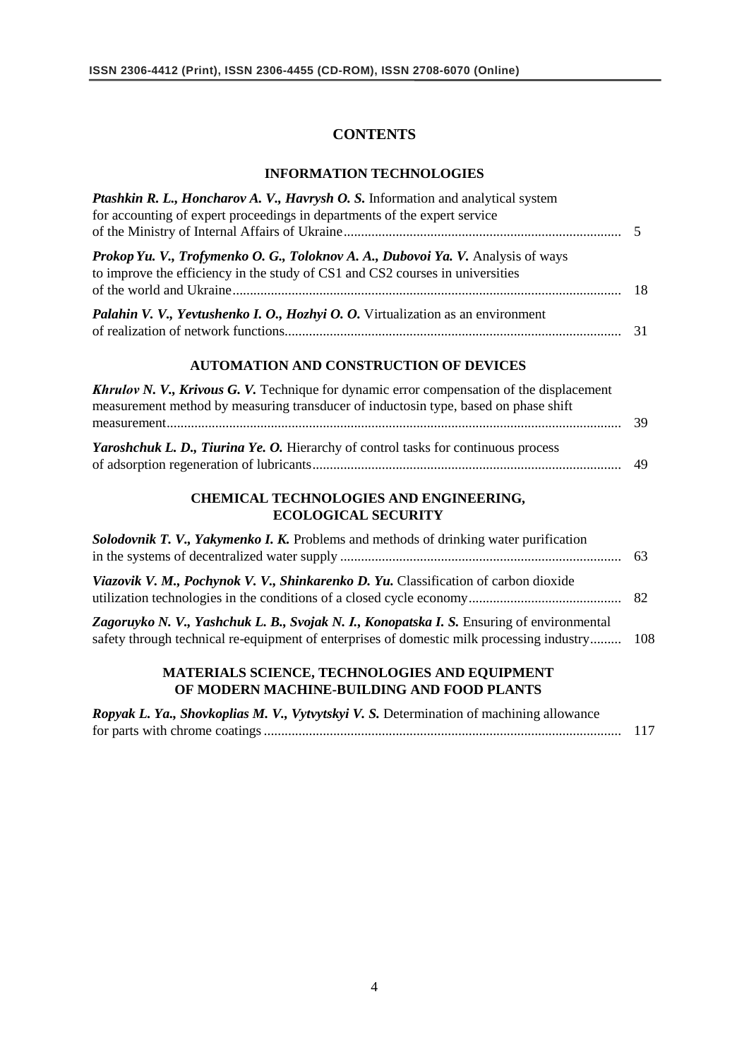# CONTENTS

## INFORMATION TECHNOLOGIES

***Ptashkin R. L., Honcharov A. V., Havrysh O. S.*** Information and analytical system for accounting of expert proceedings in departments of the expert service of the Ministry of Internal Affairs of Ukraine ........ 5

***Prokop Yu. V., Trofymenko O. G., Toloknov A. A., Dubovoi Ya. V.*** Analysis of ways to improve the efficiency in the study of CS1 and CS2 courses in universities of the world and Ukraine ........ 18

***Palahin V. V., Yevtushenko I. O., Hozhyi O. O.*** Virtualization as an environment of realization of network functions ........ 31

## AUTOMATION AND CONSTRUCTION OF DEVICES

***Khrulov N. V., Krivous G. V.*** Technique for dynamic error compensation of the displacement measurement method by measuring transducer of inductosin type, based on phase shift measurement ........ 39

***Yaroshchuk L. D., Tiurina Ye. O.*** Hierarchy of control tasks for continuous process of adsorption regeneration of lubricants ........ 49

## CHEMICAL TECHNOLOGIES AND ENGINEERING, ECOLOGICAL SECURITY

***Solodovnik T. V., Yakymenko I. K.*** Problems and methods of drinking water purification in the systems of decentralized water supply ........ 63

***Viazovik V. M., Pochynok V. V., Shinkarenko D. Yu.*** Classification of carbon dioxide utilization technologies in the conditions of a closed cycle economy ........ 82

***Zagoruyko N. V., Yashchuk L. B., Svojak N. I., Konopatska I. S.*** Ensuring of environmental safety through technical re-equipment of enterprises of domestic milk processing industry ........ 108

## MATERIALS SCIENCE, TECHNOLOGIES AND EQUIPMENT OF MODERN MACHINE-BUILDING AND FOOD PLANTS

***Ropyak L. Ya., Shovkoplias M. V., Vytvytskyi V. S.*** Determination of machining allowance for parts with chrome coatings ........ 117